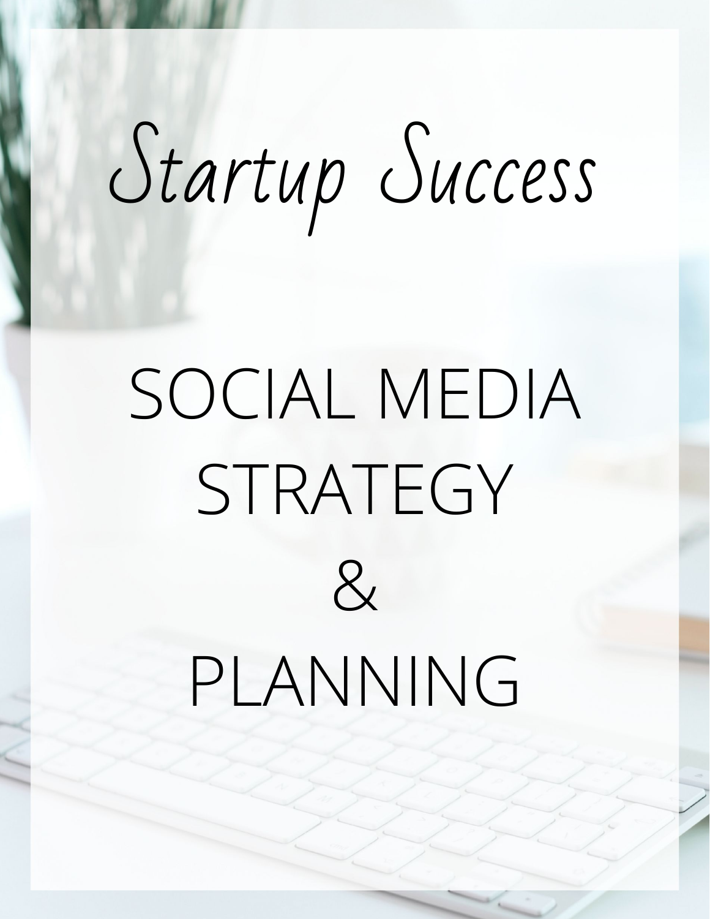# *Startup Success*

# SOCIAL MEDIA STRATEGY & PLANNING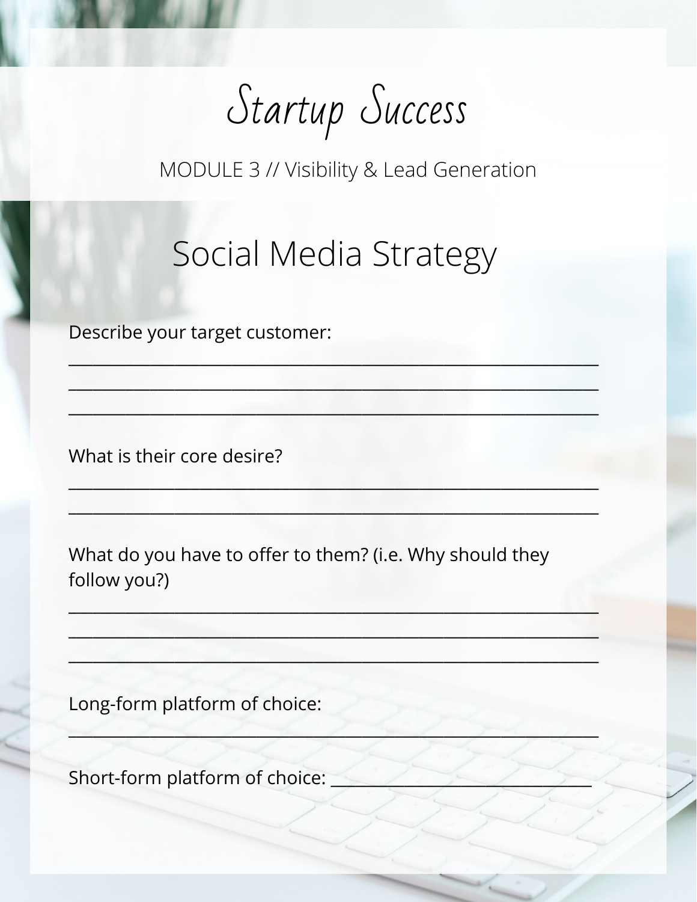# Startup Success

MODULE 3 // Visibility & Lead Generation

## Social Media Strategy

Describe your target customer:

_______________________________________________________________

_______________________________________________________________

_______________________________________________________________

What is their core desire?

_______________________________________________________________

_______________________________________________________________

What do you have to offer to them? (i.e. Why should they follow you?)

_______________________________________________________________

_______________________________________________________________

_______________________________________________________________

Long-form platform of choice:

_______________________________________________________________

Short-form platform of choice: _______________________________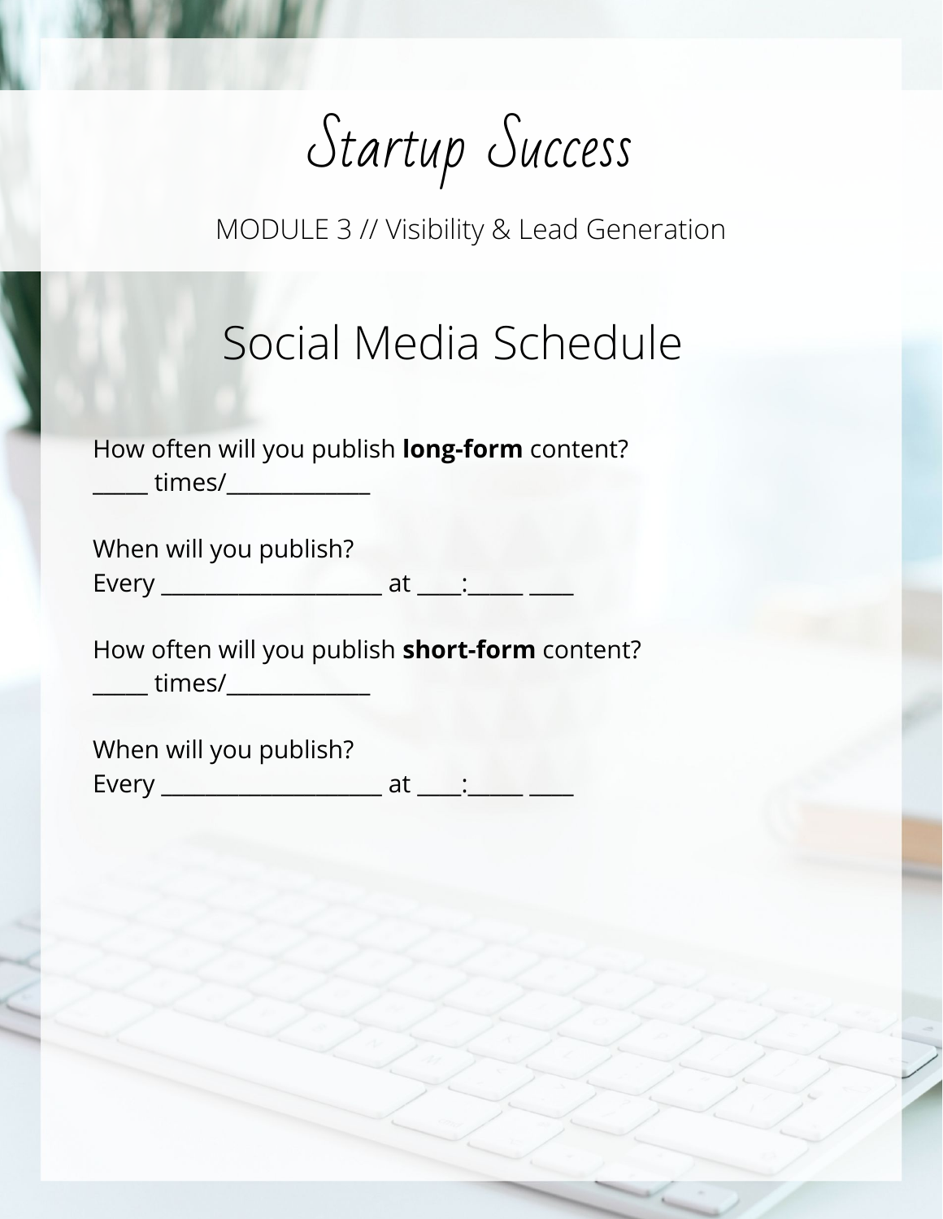# Startup Success

MODULE 3 // Visibility & Lead Generation

## Social Media Schedule

How often will you publish **long-form** content?
_____ times/_____________

When will you publish?
Every ____________________ at ____:_____ ____

How often will you publish **short-form** content?
_____ times/_____________

When will you publish?
Every ____________________ at ____:_____ ____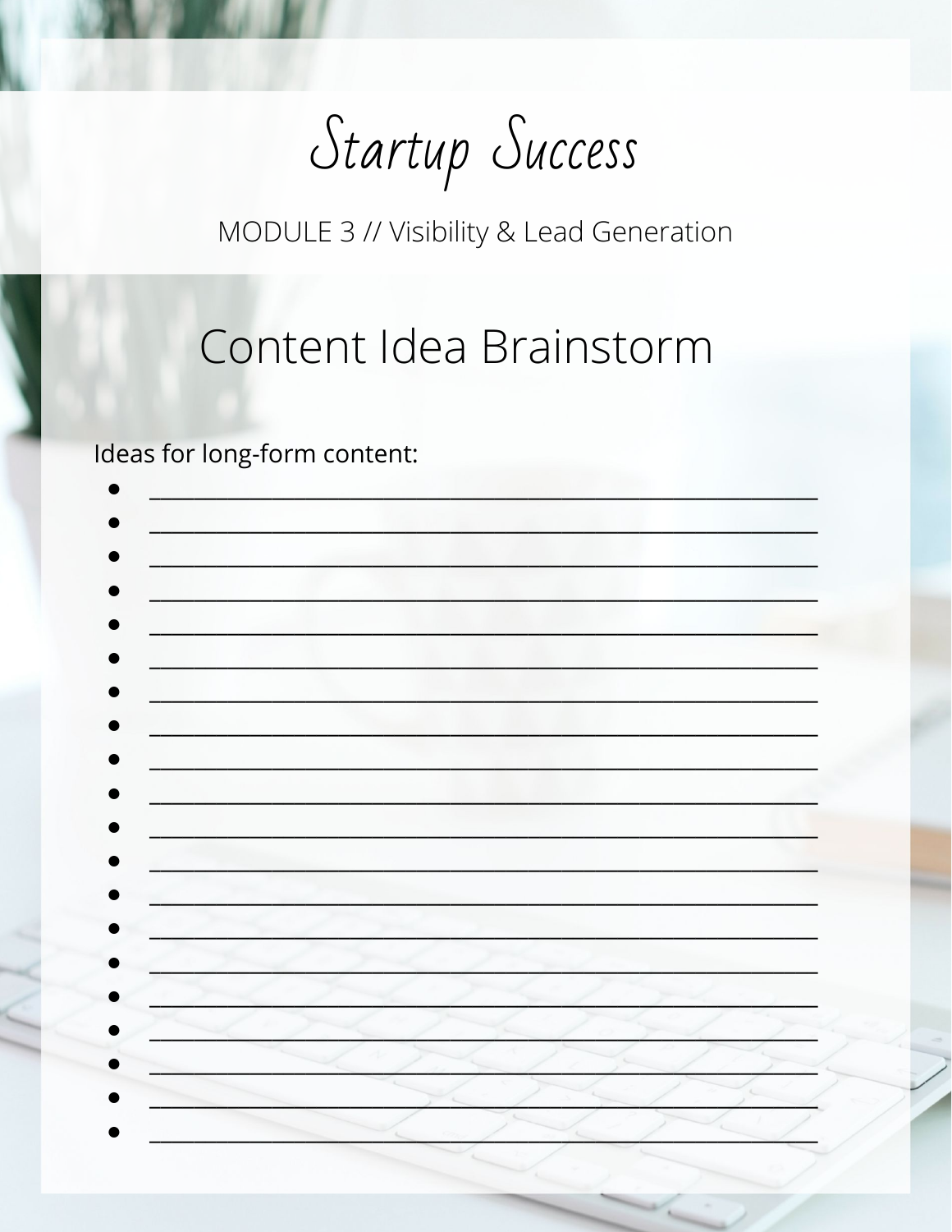# Startup Success

MODULE 3 // Visibility & Lead Generation

## Content Idea Brainstorm

Ideas for long-form content:

- ____________________________________________
- ____________________________________________
- ____________________________________________
- ____________________________________________
- ____________________________________________
- ____________________________________________
- ____________________________________________
- ____________________________________________
- ____________________________________________
- ____________________________________________
- ____________________________________________
- ____________________________________________
- ____________________________________________
- ____________________________________________
- ____________________________________________
- ____________________________________________
- ____________________________________________
- ____________________________________________
- ____________________________________________
- ____________________________________________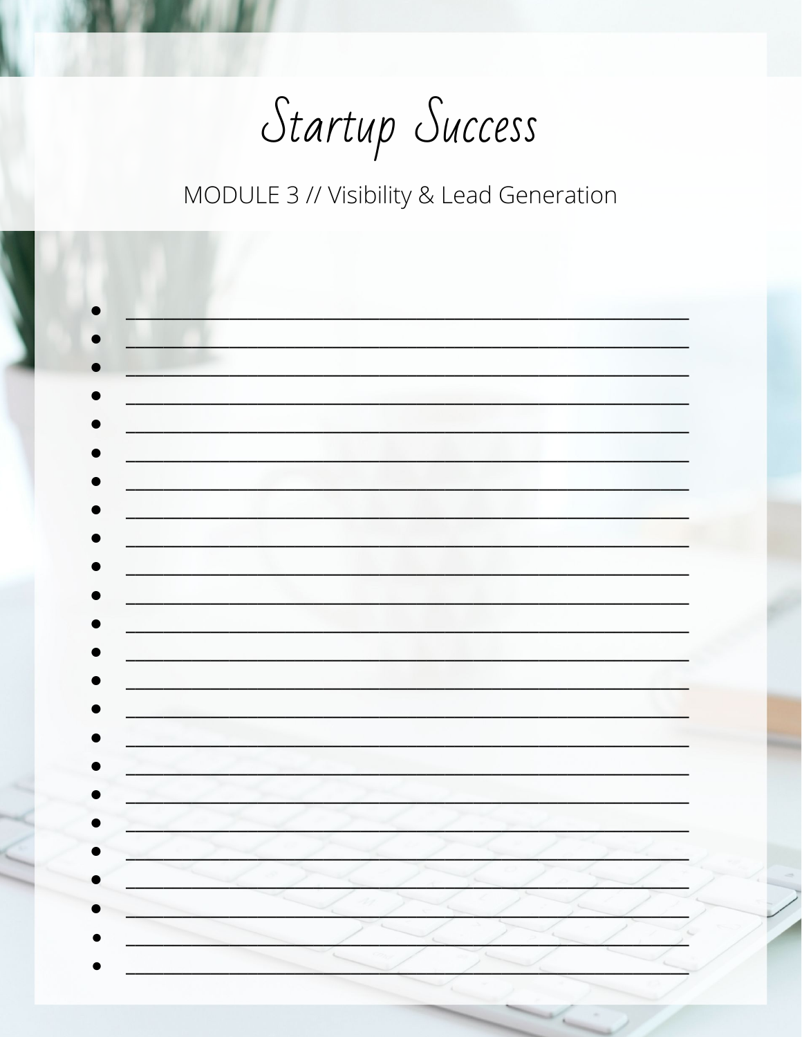# Startup Success

MODULE 3 // Visibility & Lead Generation

- ______________________________________________
- ______________________________________________
- ______________________________________________
- ______________________________________________
- ______________________________________________
- ______________________________________________
- ______________________________________________
- ______________________________________________
- ______________________________________________
- ______________________________________________
- ______________________________________________
- ______________________________________________
- ______________________________________________
- ______________________________________________
- ______________________________________________
- ______________________________________________
- ______________________________________________
- ______________________________________________
- ______________________________________________
- ______________________________________________
- ______________________________________________
- ______________________________________________
- ______________________________________________
- ______________________________________________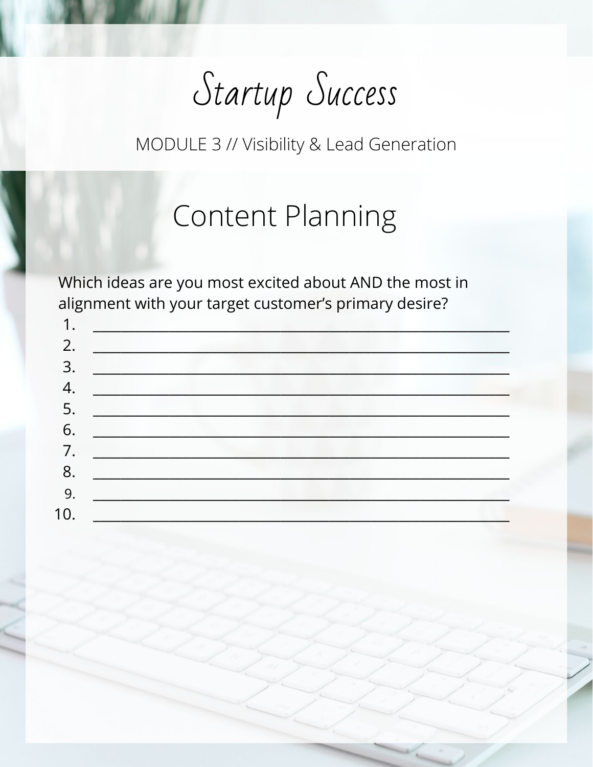# Startup Success

MODULE 3 // Visibility & Lead Generation

## Content Planning

Which ideas are you most excited about AND the most in alignment with your target customer's primary desire?

1. ________________________________________________________________
2. ________________________________________________________________
3. ________________________________________________________________
4. ________________________________________________________________
5. ________________________________________________________________
6. ________________________________________________________________
7. ________________________________________________________________
8. ________________________________________________________________
9. ________________________________________________________________
10. ________________________________________________________________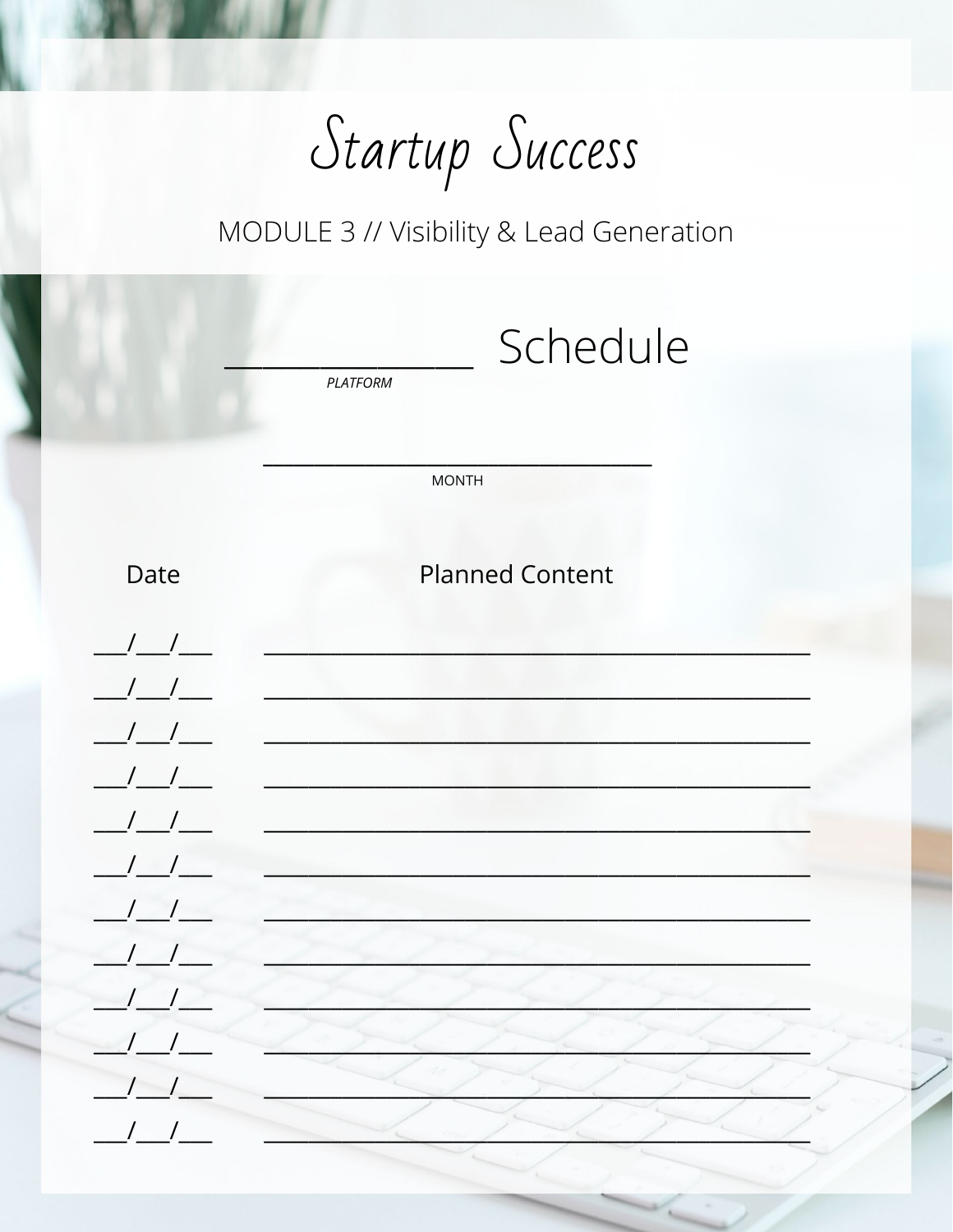# Startup Success

MODULE 3 // Visibility & Lead Generation

## _______________ Schedule

*PLATFORM*

________________________________

MONTH

| Date | Planned Content |
| --- | --- |
| ___/___/___ | ______________________________________________ |
| ___/___/___ | ______________________________________________ |
| ___/___/___ | ______________________________________________ |
| ___/___/___ | ______________________________________________ |
| ___/___/___ | ______________________________________________ |
| ___/___/___ | ______________________________________________ |
| ___/___/___ | ______________________________________________ |
| ___/___/___ | ______________________________________________ |
| ___/___/___ | ______________________________________________ |
| ___/___/___ | ______________________________________________ |
| ___/___/___ | ______________________________________________ |
| ___/___/___ | ______________________________________________ |